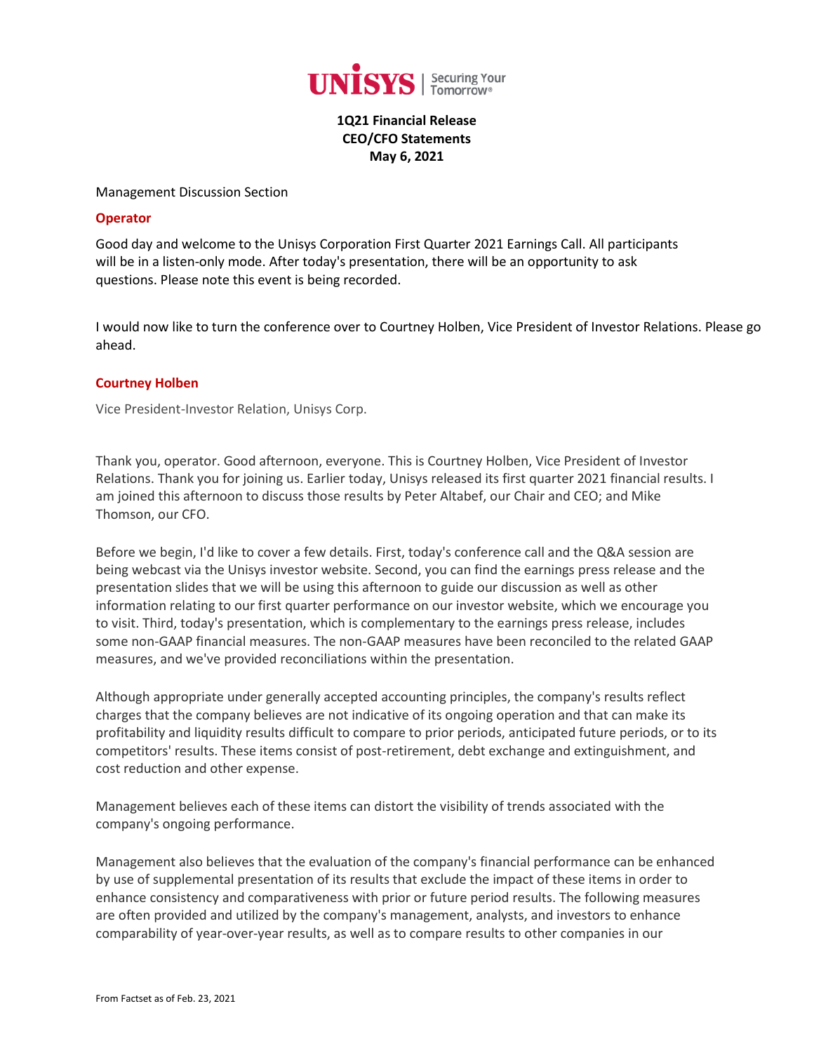**1Q21 Financial Release**
**CEO/CFO Statements**
**May 6, 2021**

Management Discussion Section

**Operator**

Good day and welcome to the Unisys Corporation First Quarter 2021 Earnings Call. All participants will be in a listen-only mode. After today's presentation, there will be an opportunity to ask questions. Please note this event is being recorded.

I would now like to turn the conference over to Courtney Holben, Vice President of Investor Relations. Please go ahead.

**Courtney Holben**

Vice President-Investor Relation, Unisys Corp.

Thank you, operator. Good afternoon, everyone. This is Courtney Holben, Vice President of Investor Relations. Thank you for joining us. Earlier today, Unisys released its first quarter 2021 financial results. I am joined this afternoon to discuss those results by Peter Altabef, our Chair and CEO; and Mike Thomson, our CFO.

Before we begin, I'd like to cover a few details. First, today's conference call and the Q&A session are being webcast via the Unisys investor website. Second, you can find the earnings press release and the presentation slides that we will be using this afternoon to guide our discussion as well as other information relating to our first quarter performance on our investor website, which we encourage you to visit. Third, today's presentation, which is complementary to the earnings press release, includes some non-GAAP financial measures. The non-GAAP measures have been reconciled to the related GAAP measures, and we've provided reconciliations within the presentation.

Although appropriate under generally accepted accounting principles, the company's results reflect charges that the company believes are not indicative of its ongoing operation and that can make its profitability and liquidity results difficult to compare to prior periods, anticipated future periods, or to its competitors' results. These items consist of post-retirement, debt exchange and extinguishment, and cost reduction and other expense.

Management believes each of these items can distort the visibility of trends associated with the company's ongoing performance.

Management also believes that the evaluation of the company's financial performance can be enhanced by use of supplemental presentation of its results that exclude the impact of these items in order to enhance consistency and comparativeness with prior or future period results. The following measures are often provided and utilized by the company's management, analysts, and investors to enhance comparability of year-over-year results, as well as to compare results to other companies in our

From Factset as of Feb. 23, 2021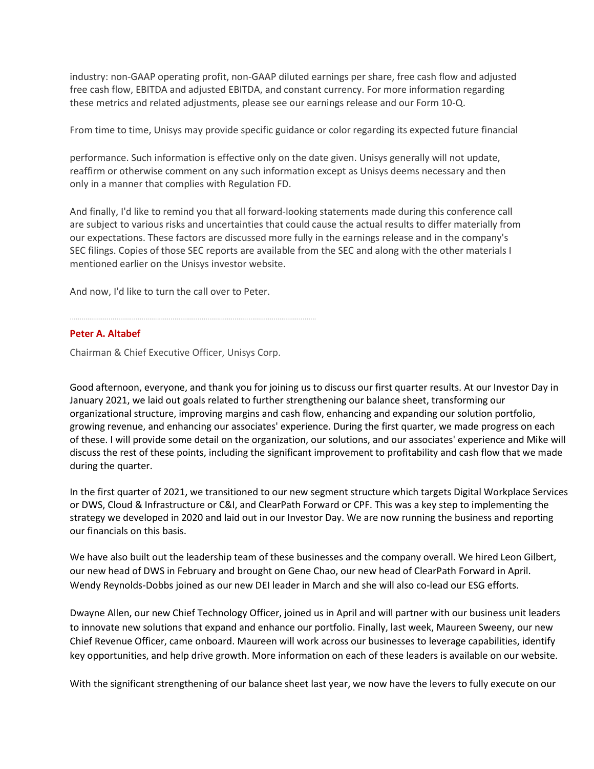industry: non-GAAP operating profit, non-GAAP diluted earnings per share, free cash flow and adjusted free cash flow, EBITDA and adjusted EBITDA, and constant currency. For more information regarding these metrics and related adjustments, please see our earnings release and our Form 10-Q.

From time to time, Unisys may provide specific guidance or color regarding its expected future financial

performance. Such information is effective only on the date given. Unisys generally will not update, reaffirm or otherwise comment on any such information except as Unisys deems necessary and then only in a manner that complies with Regulation FD.

And finally, I'd like to remind you that all forward-looking statements made during this conference call are subject to various risks and uncertainties that could cause the actual results to differ materially from our expectations. These factors are discussed more fully in the earnings release and in the company's SEC filings. Copies of those SEC reports are available from the SEC and along with the other materials I mentioned earlier on the Unisys investor website.

And now, I'd like to turn the call over to Peter.

---

**Peter A. Altabef**

Chairman & Chief Executive Officer, Unisys Corp.

Good afternoon, everyone, and thank you for joining us to discuss our first quarter results. At our Investor Day in January 2021, we laid out goals related to further strengthening our balance sheet, transforming our organizational structure, improving margins and cash flow, enhancing and expanding our solution portfolio, growing revenue, and enhancing our associates' experience. During the first quarter, we made progress on each of these. I will provide some detail on the organization, our solutions, and our associates' experience and Mike will discuss the rest of these points, including the significant improvement to profitability and cash flow that we made during the quarter.

In the first quarter of 2021, we transitioned to our new segment structure which targets Digital Workplace Services or DWS, Cloud & Infrastructure or C&I, and ClearPath Forward or CPF. This was a key step to implementing the strategy we developed in 2020 and laid out in our Investor Day. We are now running the business and reporting our financials on this basis.

We have also built out the leadership team of these businesses and the company overall. We hired Leon Gilbert, our new head of DWS in February and brought on Gene Chao, our new head of ClearPath Forward in April. Wendy Reynolds-Dobbs joined as our new DEI leader in March and she will also co-lead our ESG efforts.

Dwayne Allen, our new Chief Technology Officer, joined us in April and will partner with our business unit leaders to innovate new solutions that expand and enhance our portfolio. Finally, last week, Maureen Sweeny, our new Chief Revenue Officer, came onboard. Maureen will work across our businesses to leverage capabilities, identify key opportunities, and help drive growth. More information on each of these leaders is available on our website.

With the significant strengthening of our balance sheet last year, we now have the levers to fully execute on our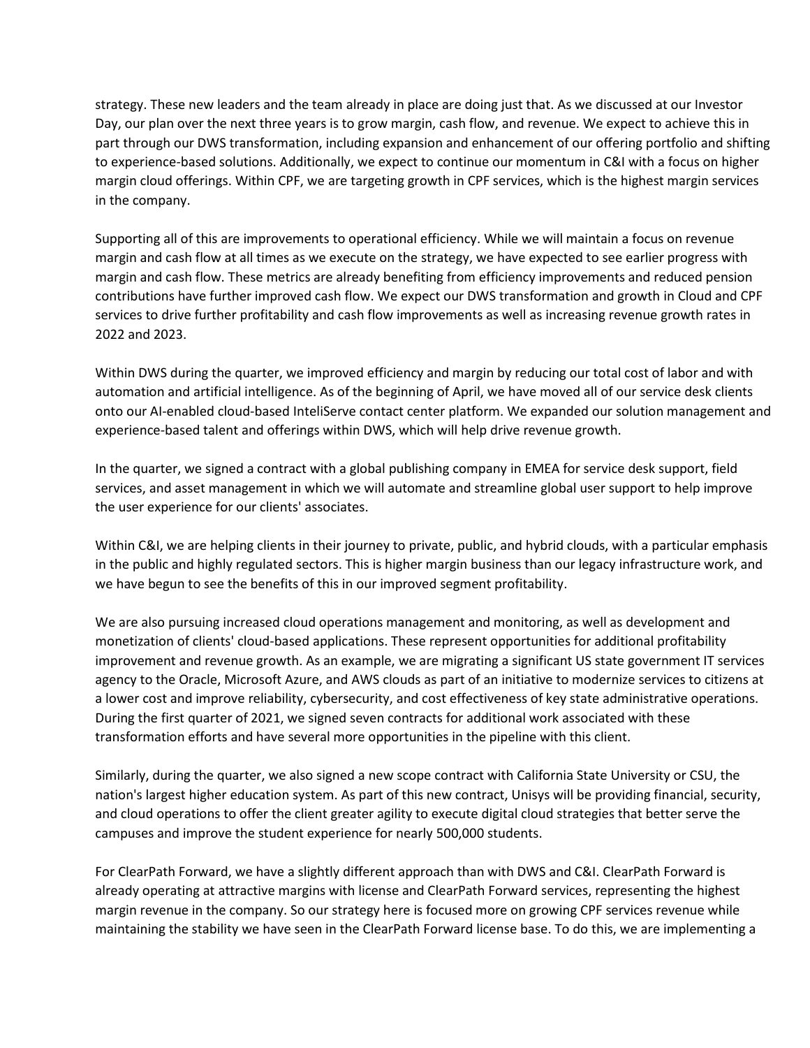strategy. These new leaders and the team already in place are doing just that. As we discussed at our Investor Day, our plan over the next three years is to grow margin, cash flow, and revenue. We expect to achieve this in part through our DWS transformation, including expansion and enhancement of our offering portfolio and shifting to experience-based solutions. Additionally, we expect to continue our momentum in C&I with a focus on higher margin cloud offerings. Within CPF, we are targeting growth in CPF services, which is the highest margin services in the company.

Supporting all of this are improvements to operational efficiency. While we will maintain a focus on revenue margin and cash flow at all times as we execute on the strategy, we have expected to see earlier progress with margin and cash flow. These metrics are already benefiting from efficiency improvements and reduced pension contributions have further improved cash flow. We expect our DWS transformation and growth in Cloud and CPF services to drive further profitability and cash flow improvements as well as increasing revenue growth rates in 2022 and 2023.

Within DWS during the quarter, we improved efficiency and margin by reducing our total cost of labor and with automation and artificial intelligence. As of the beginning of April, we have moved all of our service desk clients onto our AI-enabled cloud-based InteliServe contact center platform. We expanded our solution management and experience-based talent and offerings within DWS, which will help drive revenue growth.

In the quarter, we signed a contract with a global publishing company in EMEA for service desk support, field services, and asset management in which we will automate and streamline global user support to help improve the user experience for our clients' associates.

Within C&I, we are helping clients in their journey to private, public, and hybrid clouds, with a particular emphasis in the public and highly regulated sectors. This is higher margin business than our legacy infrastructure work, and we have begun to see the benefits of this in our improved segment profitability.

We are also pursuing increased cloud operations management and monitoring, as well as development and monetization of clients' cloud-based applications. These represent opportunities for additional profitability improvement and revenue growth. As an example, we are migrating a significant US state government IT services agency to the Oracle, Microsoft Azure, and AWS clouds as part of an initiative to modernize services to citizens at a lower cost and improve reliability, cybersecurity, and cost effectiveness of key state administrative operations. During the first quarter of 2021, we signed seven contracts for additional work associated with these transformation efforts and have several more opportunities in the pipeline with this client.

Similarly, during the quarter, we also signed a new scope contract with California State University or CSU, the nation's largest higher education system. As part of this new contract, Unisys will be providing financial, security, and cloud operations to offer the client greater agility to execute digital cloud strategies that better serve the campuses and improve the student experience for nearly 500,000 students.

For ClearPath Forward, we have a slightly different approach than with DWS and C&I. ClearPath Forward is already operating at attractive margins with license and ClearPath Forward services, representing the highest margin revenue in the company. So our strategy here is focused more on growing CPF services revenue while maintaining the stability we have seen in the ClearPath Forward license base. To do this, we are implementing a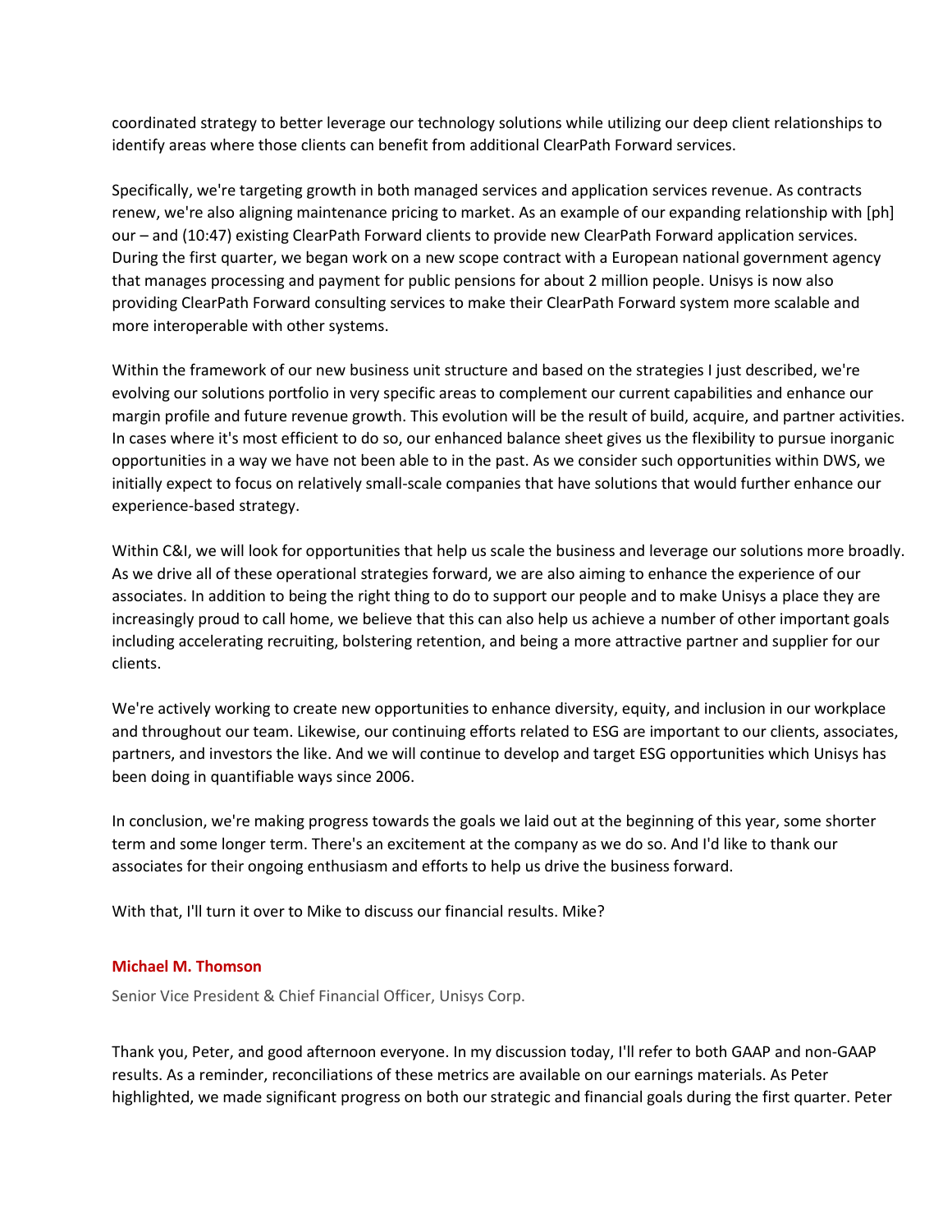coordinated strategy to better leverage our technology solutions while utilizing our deep client relationships to identify areas where those clients can benefit from additional ClearPath Forward services.

Specifically, we're targeting growth in both managed services and application services revenue. As contracts renew, we're also aligning maintenance pricing to market. As an example of our expanding relationship with [ph] our – and (10:47) existing ClearPath Forward clients to provide new ClearPath Forward application services. During the first quarter, we began work on a new scope contract with a European national government agency that manages processing and payment for public pensions for about 2 million people. Unisys is now also providing ClearPath Forward consulting services to make their ClearPath Forward system more scalable and more interoperable with other systems.

Within the framework of our new business unit structure and based on the strategies I just described, we're evolving our solutions portfolio in very specific areas to complement our current capabilities and enhance our margin profile and future revenue growth. This evolution will be the result of build, acquire, and partner activities. In cases where it's most efficient to do so, our enhanced balance sheet gives us the flexibility to pursue inorganic opportunities in a way we have not been able to in the past. As we consider such opportunities within DWS, we initially expect to focus on relatively small-scale companies that have solutions that would further enhance our experience-based strategy.

Within C&I, we will look for opportunities that help us scale the business and leverage our solutions more broadly. As we drive all of these operational strategies forward, we are also aiming to enhance the experience of our associates. In addition to being the right thing to do to support our people and to make Unisys a place they are increasingly proud to call home, we believe that this can also help us achieve a number of other important goals including accelerating recruiting, bolstering retention, and being a more attractive partner and supplier for our clients.

We're actively working to create new opportunities to enhance diversity, equity, and inclusion in our workplace and throughout our team. Likewise, our continuing efforts related to ESG are important to our clients, associates, partners, and investors the like. And we will continue to develop and target ESG opportunities which Unisys has been doing in quantifiable ways since 2006.

In conclusion, we're making progress towards the goals we laid out at the beginning of this year, some shorter term and some longer term. There's an excitement at the company as we do so. And I'd like to thank our associates for their ongoing enthusiasm and efforts to help us drive the business forward.

With that, I'll turn it over to Mike to discuss our financial results. Mike?

**Michael M. Thomson**

Senior Vice President & Chief Financial Officer, Unisys Corp.

Thank you, Peter, and good afternoon everyone. In my discussion today, I'll refer to both GAAP and non-GAAP results. As a reminder, reconciliations of these metrics are available on our earnings materials. As Peter highlighted, we made significant progress on both our strategic and financial goals during the first quarter. Peter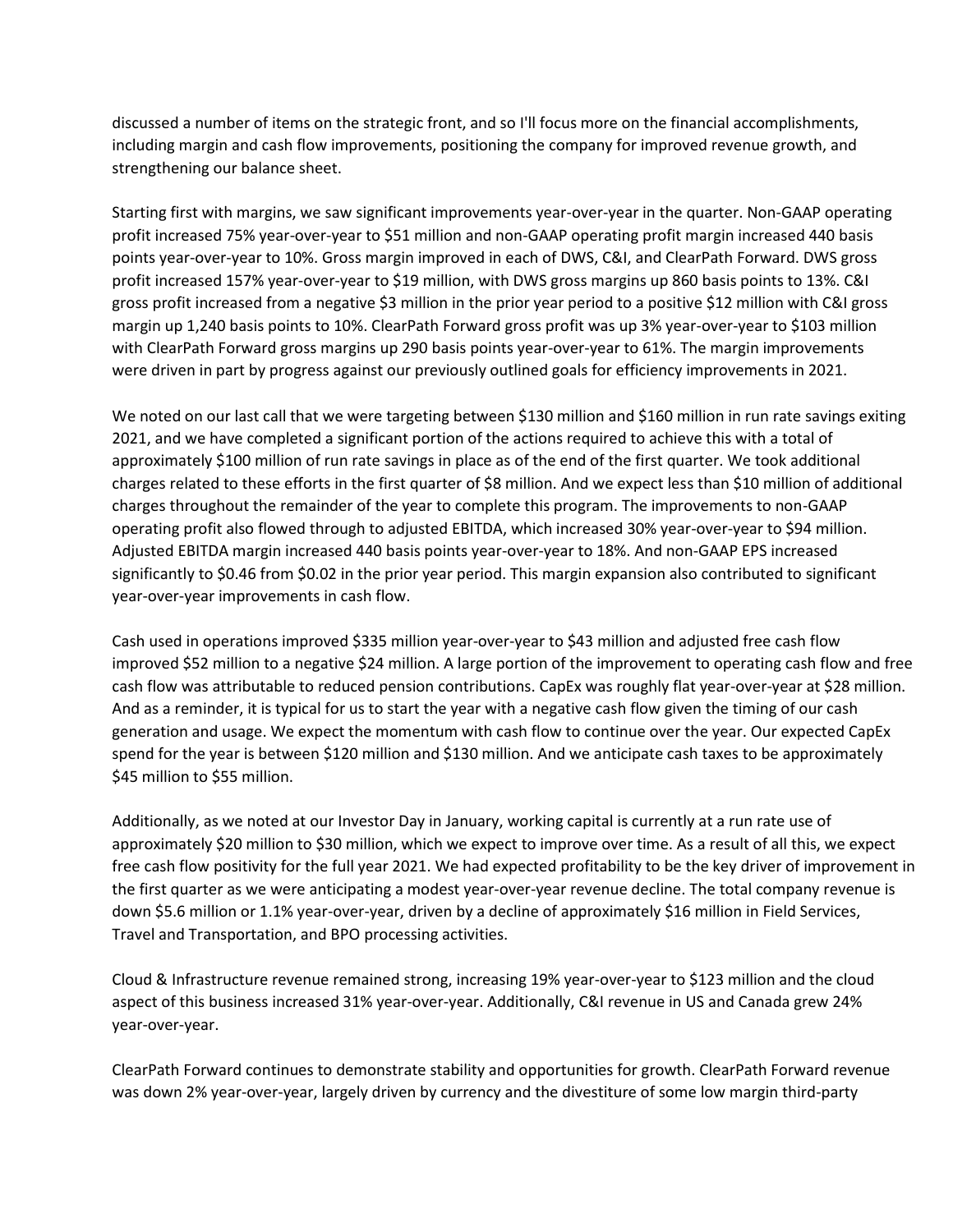discussed a number of items on the strategic front, and so I'll focus more on the financial accomplishments, including margin and cash flow improvements, positioning the company for improved revenue growth, and strengthening our balance sheet.

Starting first with margins, we saw significant improvements year-over-year in the quarter. Non-GAAP operating profit increased 75% year-over-year to $51 million and non-GAAP operating profit margin increased 440 basis points year-over-year to 10%. Gross margin improved in each of DWS, C&I, and ClearPath Forward. DWS gross profit increased 157% year-over-year to $19 million, with DWS gross margins up 860 basis points to 13%. C&I gross profit increased from a negative $3 million in the prior year period to a positive $12 million with C&I gross margin up 1,240 basis points to 10%. ClearPath Forward gross profit was up 3% year-over-year to $103 million with ClearPath Forward gross margins up 290 basis points year-over-year to 61%. The margin improvements were driven in part by progress against our previously outlined goals for efficiency improvements in 2021.

We noted on our last call that we were targeting between $130 million and $160 million in run rate savings exiting 2021, and we have completed a significant portion of the actions required to achieve this with a total of approximately $100 million of run rate savings in place as of the end of the first quarter. We took additional charges related to these efforts in the first quarter of $8 million. And we expect less than $10 million of additional charges throughout the remainder of the year to complete this program. The improvements to non-GAAP operating profit also flowed through to adjusted EBITDA, which increased 30% year-over-year to $94 million. Adjusted EBITDA margin increased 440 basis points year-over-year to 18%. And non-GAAP EPS increased significantly to $0.46 from $0.02 in the prior year period. This margin expansion also contributed to significant year-over-year improvements in cash flow.

Cash used in operations improved $335 million year-over-year to $43 million and adjusted free cash flow improved $52 million to a negative $24 million. A large portion of the improvement to operating cash flow and free cash flow was attributable to reduced pension contributions. CapEx was roughly flat year-over-year at $28 million. And as a reminder, it is typical for us to start the year with a negative cash flow given the timing of our cash generation and usage. We expect the momentum with cash flow to continue over the year. Our expected CapEx spend for the year is between $120 million and $130 million. And we anticipate cash taxes to be approximately $45 million to $55 million.

Additionally, as we noted at our Investor Day in January, working capital is currently at a run rate use of approximately $20 million to $30 million, which we expect to improve over time. As a result of all this, we expect free cash flow positivity for the full year 2021. We had expected profitability to be the key driver of improvement in the first quarter as we were anticipating a modest year-over-year revenue decline. The total company revenue is down $5.6 million or 1.1% year-over-year, driven by a decline of approximately $16 million in Field Services, Travel and Transportation, and BPO processing activities.

Cloud & Infrastructure revenue remained strong, increasing 19% year-over-year to $123 million and the cloud aspect of this business increased 31% year-over-year. Additionally, C&I revenue in US and Canada grew 24% year-over-year.

ClearPath Forward continues to demonstrate stability and opportunities for growth. ClearPath Forward revenue was down 2% year-over-year, largely driven by currency and the divestiture of some low margin third-party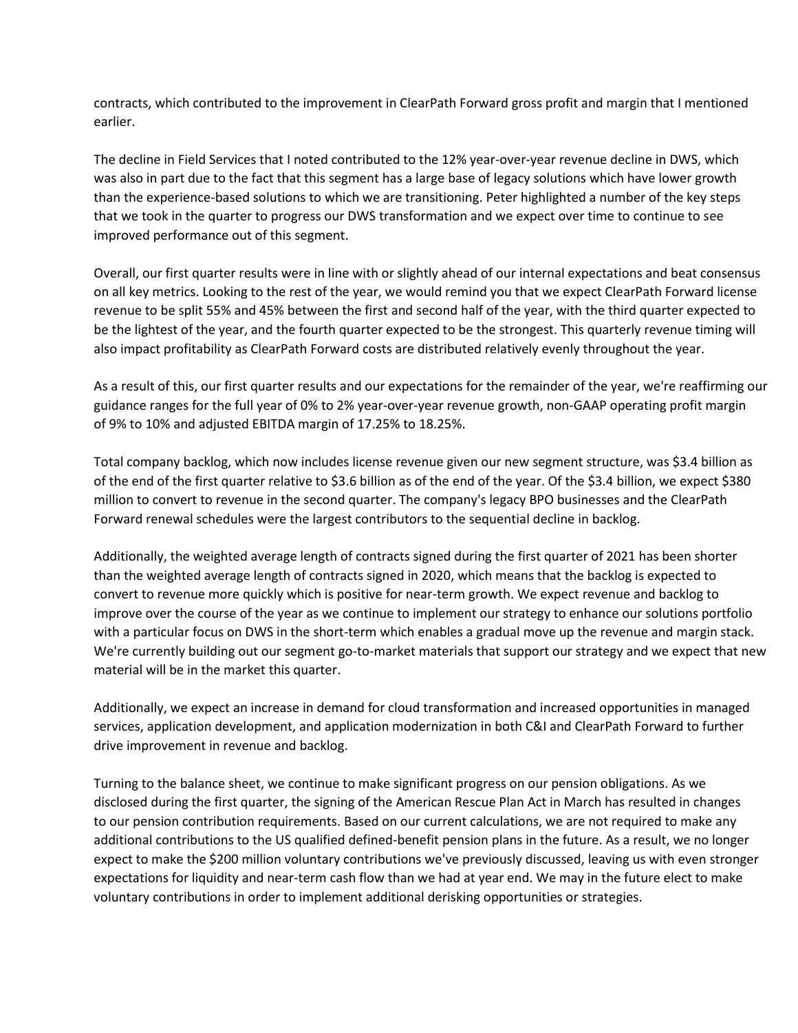contracts, which contributed to the improvement in ClearPath Forward gross profit and margin that I mentioned earlier.

The decline in Field Services that I noted contributed to the 12% year-over-year revenue decline in DWS, which was also in part due to the fact that this segment has a large base of legacy solutions which have lower growth than the experience-based solutions to which we are transitioning. Peter highlighted a number of the key steps that we took in the quarter to progress our DWS transformation and we expect over time to continue to see improved performance out of this segment.

Overall, our first quarter results were in line with or slightly ahead of our internal expectations and beat consensus on all key metrics. Looking to the rest of the year, we would remind you that we expect ClearPath Forward license revenue to be split 55% and 45% between the first and second half of the year, with the third quarter expected to be the lightest of the year, and the fourth quarter expected to be the strongest. This quarterly revenue timing will also impact profitability as ClearPath Forward costs are distributed relatively evenly throughout the year.

As a result of this, our first quarter results and our expectations for the remainder of the year, we're reaffirming our guidance ranges for the full year of 0% to 2% year-over-year revenue growth, non-GAAP operating profit margin of 9% to 10% and adjusted EBITDA margin of 17.25% to 18.25%.

Total company backlog, which now includes license revenue given our new segment structure, was $3.4 billion as of the end of the first quarter relative to $3.6 billion as of the end of the year. Of the $3.4 billion, we expect $380 million to convert to revenue in the second quarter. The company's legacy BPO businesses and the ClearPath Forward renewal schedules were the largest contributors to the sequential decline in backlog.

Additionally, the weighted average length of contracts signed during the first quarter of 2021 has been shorter than the weighted average length of contracts signed in 2020, which means that the backlog is expected to convert to revenue more quickly which is positive for near-term growth. We expect revenue and backlog to improve over the course of the year as we continue to implement our strategy to enhance our solutions portfolio with a particular focus on DWS in the short-term which enables a gradual move up the revenue and margin stack. We're currently building out our segment go-to-market materials that support our strategy and we expect that new material will be in the market this quarter.

Additionally, we expect an increase in demand for cloud transformation and increased opportunities in managed services, application development, and application modernization in both C&I and ClearPath Forward to further drive improvement in revenue and backlog.

Turning to the balance sheet, we continue to make significant progress on our pension obligations. As we disclosed during the first quarter, the signing of the American Rescue Plan Act in March has resulted in changes to our pension contribution requirements. Based on our current calculations, we are not required to make any additional contributions to the US qualified defined-benefit pension plans in the future. As a result, we no longer expect to make the $200 million voluntary contributions we've previously discussed, leaving us with even stronger expectations for liquidity and near-term cash flow than we had at year end. We may in the future elect to make voluntary contributions in order to implement additional derisking opportunities or strategies.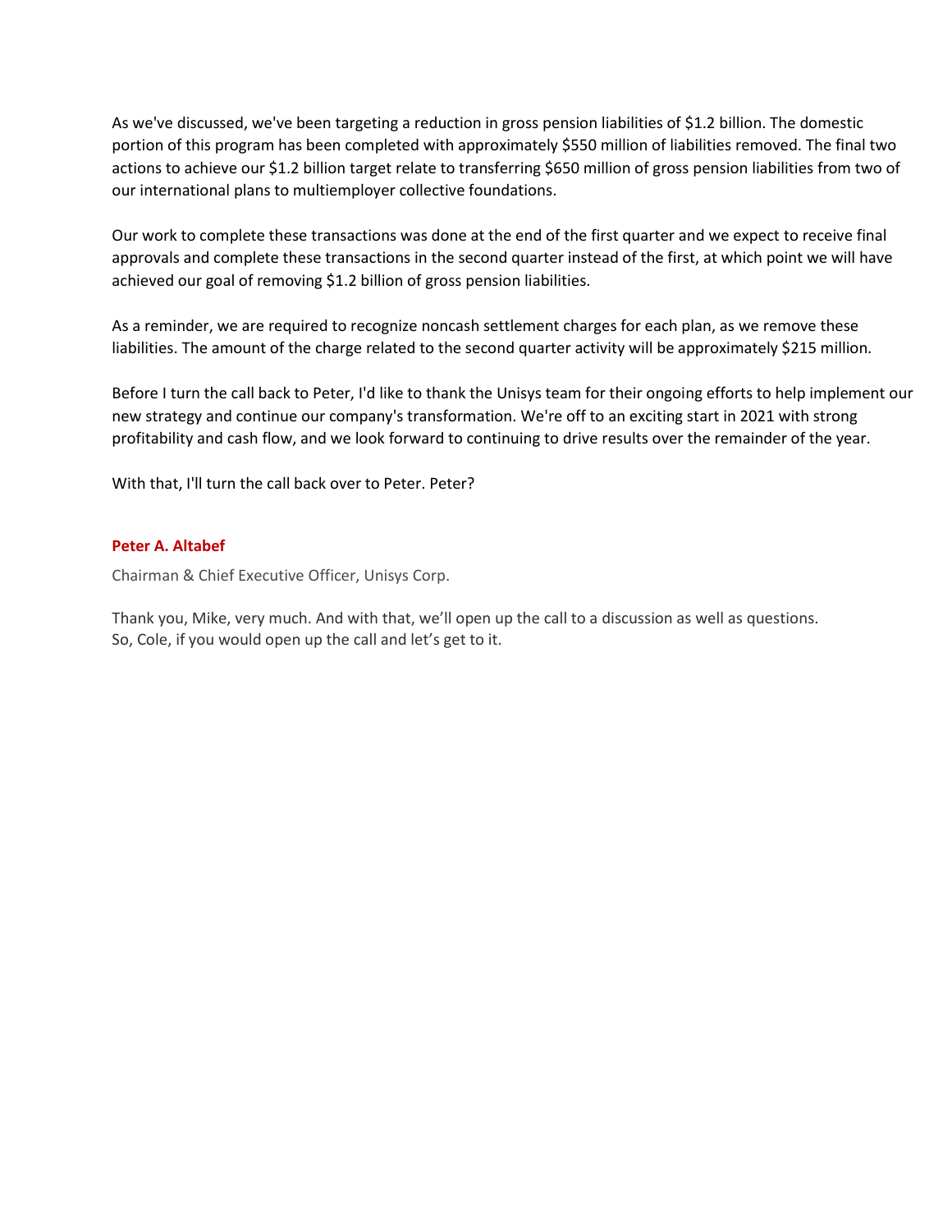As we've discussed, we've been targeting a reduction in gross pension liabilities of $1.2 billion. The domestic portion of this program has been completed with approximately $550 million of liabilities removed. The final two actions to achieve our $1.2 billion target relate to transferring $650 million of gross pension liabilities from two of our international plans to multiemployer collective foundations.

Our work to complete these transactions was done at the end of the first quarter and we expect to receive final approvals and complete these transactions in the second quarter instead of the first, at which point we will have achieved our goal of removing $1.2 billion of gross pension liabilities.

As a reminder, we are required to recognize noncash settlement charges for each plan, as we remove these liabilities. The amount of the charge related to the second quarter activity will be approximately $215 million.

Before I turn the call back to Peter, I'd like to thank the Unisys team for their ongoing efforts to help implement our new strategy and continue our company's transformation. We're off to an exciting start in 2021 with strong profitability and cash flow, and we look forward to continuing to drive results over the remainder of the year.

With that, I'll turn the call back over to Peter. Peter?

**Peter A. Altabef**

Chairman & Chief Executive Officer, Unisys Corp.

Thank you, Mike, very much. And with that, we'll open up the call to a discussion as well as questions. So, Cole, if you would open up the call and let's get to it.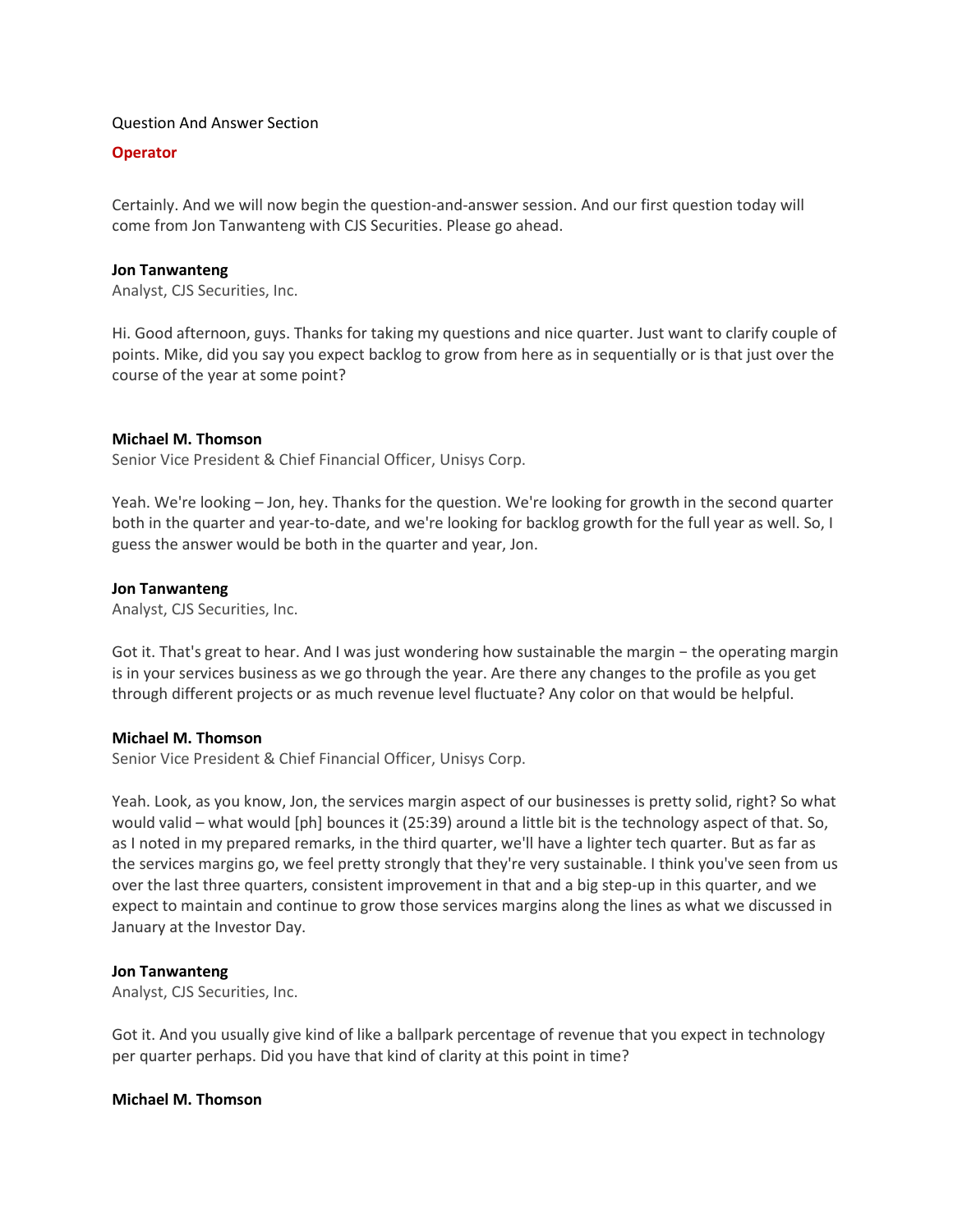Question And Answer Section

**Operator**

Certainly. And we will now begin the question-and-answer session. And our first question today will come from Jon Tanwanteng with CJS Securities. Please go ahead.

**Jon Tanwanteng**
Analyst, CJS Securities, Inc.

Hi. Good afternoon, guys. Thanks for taking my questions and nice quarter. Just want to clarify couple of points. Mike, did you say you expect backlog to grow from here as in sequentially or is that just over the course of the year at some point?

**Michael M. Thomson**
Senior Vice President & Chief Financial Officer, Unisys Corp.

Yeah. We're looking – Jon, hey. Thanks for the question. We're looking for growth in the second quarter both in the quarter and year-to-date, and we're looking for backlog growth for the full year as well. So, I guess the answer would be both in the quarter and year, Jon.

**Jon Tanwanteng**
Analyst, CJS Securities, Inc.

Got it. That's great to hear. And I was just wondering how sustainable the margin – the operating margin is in your services business as we go through the year. Are there any changes to the profile as you get through different projects or as much revenue level fluctuate? Any color on that would be helpful.

**Michael M. Thomson**
Senior Vice President & Chief Financial Officer, Unisys Corp.

Yeah. Look, as you know, Jon, the services margin aspect of our businesses is pretty solid, right? So what would valid – what would [ph] bounces it (25:39) around a little bit is the technology aspect of that. So, as I noted in my prepared remarks, in the third quarter, we'll have a lighter tech quarter. But as far as the services margins go, we feel pretty strongly that they're very sustainable. I think you've seen from us over the last three quarters, consistent improvement in that and a big step-up in this quarter, and we expect to maintain and continue to grow those services margins along the lines as what we discussed in January at the Investor Day.

**Jon Tanwanteng**
Analyst, CJS Securities, Inc.

Got it. And you usually give kind of like a ballpark percentage of revenue that you expect in technology per quarter perhaps. Did you have that kind of clarity at this point in time?

**Michael M. Thomson**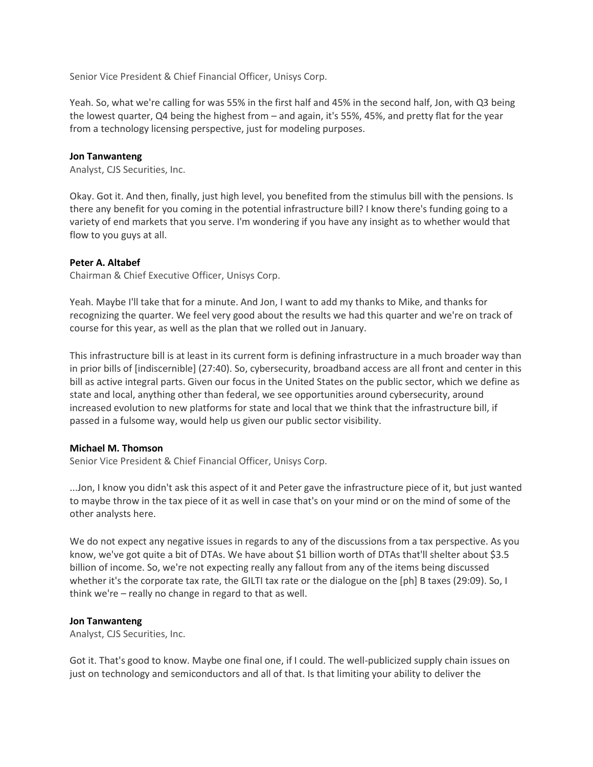Senior Vice President & Chief Financial Officer, Unisys Corp.

Yeah. So, what we're calling for was 55% in the first half and 45% in the second half, Jon, with Q3 being the lowest quarter, Q4 being the highest from – and again, it's 55%, 45%, and pretty flat for the year from a technology licensing perspective, just for modeling purposes.

**Jon Tanwanteng**
Analyst, CJS Securities, Inc.

Okay. Got it. And then, finally, just high level, you benefited from the stimulus bill with the pensions. Is there any benefit for you coming in the potential infrastructure bill? I know there's funding going to a variety of end markets that you serve. I'm wondering if you have any insight as to whether would that flow to you guys at all.

**Peter A. Altabef**
Chairman & Chief Executive Officer, Unisys Corp.

Yeah. Maybe I'll take that for a minute. And Jon, I want to add my thanks to Mike, and thanks for recognizing the quarter. We feel very good about the results we had this quarter and we're on track of course for this year, as well as the plan that we rolled out in January.

This infrastructure bill is at least in its current form is defining infrastructure in a much broader way than in prior bills of [indiscernible] (27:40). So, cybersecurity, broadband access are all front and center in this bill as active integral parts. Given our focus in the United States on the public sector, which we define as state and local, anything other than federal, we see opportunities around cybersecurity, around increased evolution to new platforms for state and local that we think that the infrastructure bill, if passed in a fulsome way, would help us given our public sector visibility.

**Michael M. Thomson**
Senior Vice President & Chief Financial Officer, Unisys Corp.

...Jon, I know you didn't ask this aspect of it and Peter gave the infrastructure piece of it, but just wanted to maybe throw in the tax piece of it as well in case that's on your mind or on the mind of some of the other analysts here.

We do not expect any negative issues in regards to any of the discussions from a tax perspective. As you know, we've got quite a bit of DTAs. We have about $1 billion worth of DTAs that'll shelter about $3.5 billion of income. So, we're not expecting really any fallout from any of the items being discussed whether it's the corporate tax rate, the GILTI tax rate or the dialogue on the [ph] B taxes (29:09). So, I think we're – really no change in regard to that as well.

**Jon Tanwanteng**
Analyst, CJS Securities, Inc.

Got it. That's good to know. Maybe one final one, if I could. The well-publicized supply chain issues on just on technology and semiconductors and all of that. Is that limiting your ability to deliver the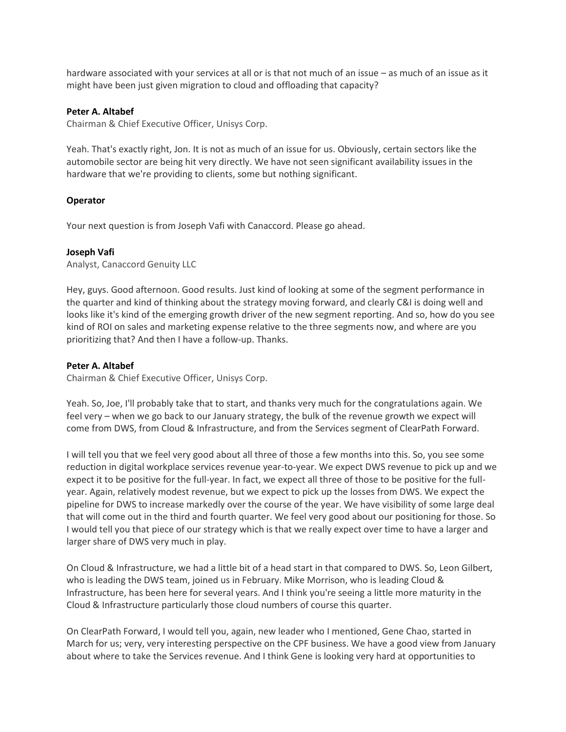hardware associated with your services at all or is that not much of an issue – as much of an issue as it might have been just given migration to cloud and offloading that capacity?

**Peter A. Altabef**
Chairman & Chief Executive Officer, Unisys Corp.

Yeah. That's exactly right, Jon. It is not as much of an issue for us. Obviously, certain sectors like the automobile sector are being hit very directly. We have not seen significant availability issues in the hardware that we're providing to clients, some but nothing significant.

**Operator**

Your next question is from Joseph Vafi with Canaccord. Please go ahead.

**Joseph Vafi**
Analyst, Canaccord Genuity LLC

Hey, guys. Good afternoon. Good results. Just kind of looking at some of the segment performance in the quarter and kind of thinking about the strategy moving forward, and clearly C&I is doing well and looks like it's kind of the emerging growth driver of the new segment reporting. And so, how do you see kind of ROI on sales and marketing expense relative to the three segments now, and where are you prioritizing that? And then I have a follow-up. Thanks.

**Peter A. Altabef**
Chairman & Chief Executive Officer, Unisys Corp.

Yeah. So, Joe, I'll probably take that to start, and thanks very much for the congratulations again. We feel very – when we go back to our January strategy, the bulk of the revenue growth we expect will come from DWS, from Cloud & Infrastructure, and from the Services segment of ClearPath Forward.

I will tell you that we feel very good about all three of those a few months into this. So, you see some reduction in digital workplace services revenue year-to-year. We expect DWS revenue to pick up and we expect it to be positive for the full-year. In fact, we expect all three of those to be positive for the full-year. Again, relatively modest revenue, but we expect to pick up the losses from DWS. We expect the pipeline for DWS to increase markedly over the course of the year. We have visibility of some large deal that will come out in the third and fourth quarter. We feel very good about our positioning for those. So I would tell you that piece of our strategy which is that we really expect over time to have a larger and larger share of DWS very much in play.

On Cloud & Infrastructure, we had a little bit of a head start in that compared to DWS. So, Leon Gilbert, who is leading the DWS team, joined us in February. Mike Morrison, who is leading Cloud & Infrastructure, has been here for several years. And I think you're seeing a little more maturity in the Cloud & Infrastructure particularly those cloud numbers of course this quarter.

On ClearPath Forward, I would tell you, again, new leader who I mentioned, Gene Chao, started in March for us; very, very interesting perspective on the CPF business. We have a good view from January about where to take the Services revenue. And I think Gene is looking very hard at opportunities to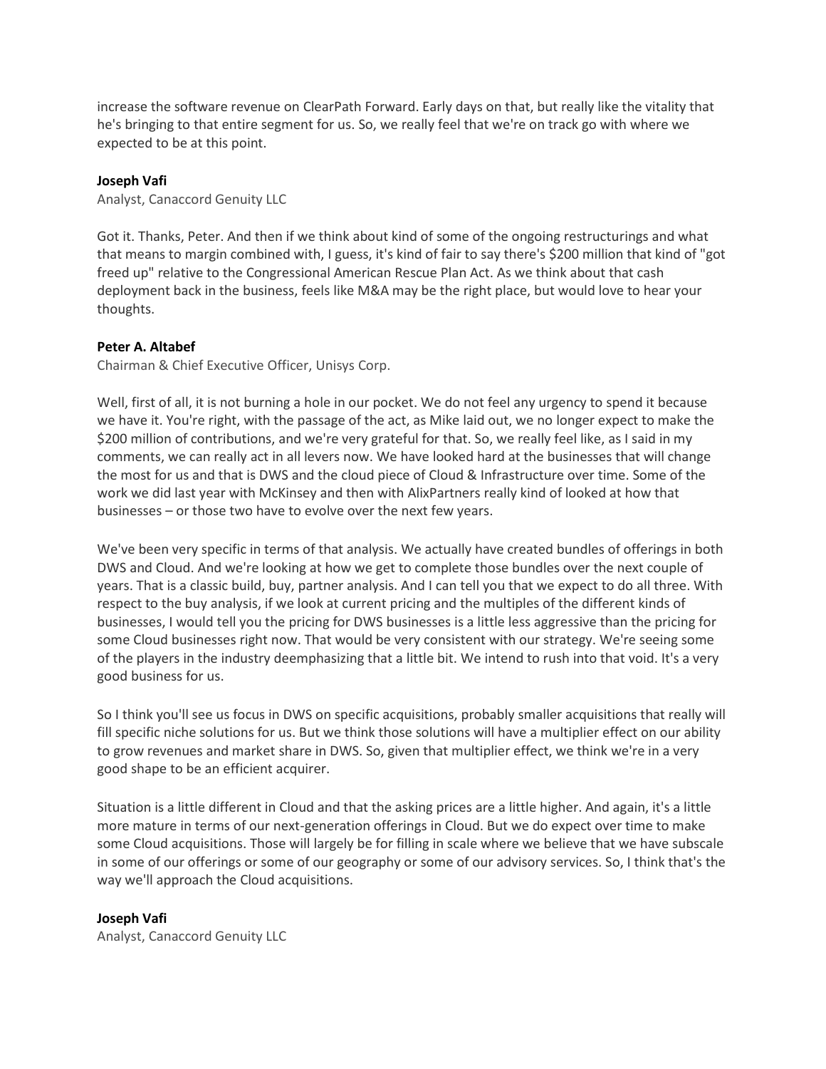increase the software revenue on ClearPath Forward. Early days on that, but really like the vitality that he's bringing to that entire segment for us. So, we really feel that we're on track go with where we expected to be at this point.

**Joseph Vafi**
Analyst, Canaccord Genuity LLC

Got it. Thanks, Peter. And then if we think about kind of some of the ongoing restructurings and what that means to margin combined with, I guess, it's kind of fair to say there's $200 million that kind of "got freed up" relative to the Congressional American Rescue Plan Act. As we think about that cash deployment back in the business, feels like M&A may be the right place, but would love to hear your thoughts.

**Peter A. Altabef**
Chairman & Chief Executive Officer, Unisys Corp.

Well, first of all, it is not burning a hole in our pocket. We do not feel any urgency to spend it because we have it. You're right, with the passage of the act, as Mike laid out, we no longer expect to make the $200 million of contributions, and we're very grateful for that. So, we really feel like, as I said in my comments, we can really act in all levers now. We have looked hard at the businesses that will change the most for us and that is DWS and the cloud piece of Cloud & Infrastructure over time. Some of the work we did last year with McKinsey and then with AlixPartners really kind of looked at how that businesses – or those two have to evolve over the next few years.

We've been very specific in terms of that analysis. We actually have created bundles of offerings in both DWS and Cloud. And we're looking at how we get to complete those bundles over the next couple of years. That is a classic build, buy, partner analysis. And I can tell you that we expect to do all three. With respect to the buy analysis, if we look at current pricing and the multiples of the different kinds of businesses, I would tell you the pricing for DWS businesses is a little less aggressive than the pricing for some Cloud businesses right now. That would be very consistent with our strategy. We're seeing some of the players in the industry deemphasizing that a little bit. We intend to rush into that void. It's a very good business for us.

So I think you'll see us focus in DWS on specific acquisitions, probably smaller acquisitions that really will fill specific niche solutions for us. But we think those solutions will have a multiplier effect on our ability to grow revenues and market share in DWS. So, given that multiplier effect, we think we're in a very good shape to be an efficient acquirer.

Situation is a little different in Cloud and that the asking prices are a little higher. And again, it's a little more mature in terms of our next-generation offerings in Cloud. But we do expect over time to make some Cloud acquisitions. Those will largely be for filling in scale where we believe that we have subscale in some of our offerings or some of our geography or some of our advisory services. So, I think that's the way we'll approach the Cloud acquisitions.

**Joseph Vafi**
Analyst, Canaccord Genuity LLC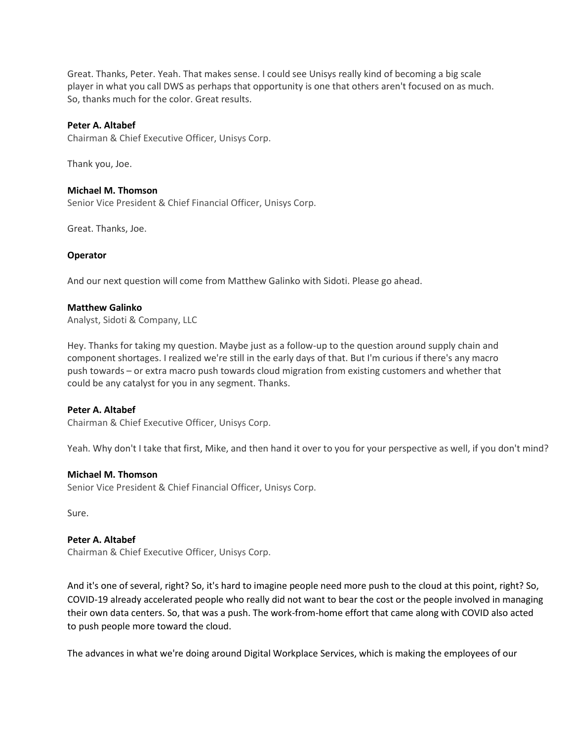Great. Thanks, Peter. Yeah. That makes sense. I could see Unisys really kind of becoming a big scale player in what you call DWS as perhaps that opportunity is one that others aren't focused on as much. So, thanks much for the color. Great results.

**Peter A. Altabef**
Chairman & Chief Executive Officer, Unisys Corp.

Thank you, Joe.

**Michael M. Thomson**
Senior Vice President & Chief Financial Officer, Unisys Corp.

Great. Thanks, Joe.

**Operator**

And our next question will come from Matthew Galinko with Sidoti. Please go ahead.

**Matthew Galinko**
Analyst, Sidoti & Company, LLC

Hey. Thanks for taking my question. Maybe just as a follow-up to the question around supply chain and component shortages. I realized we're still in the early days of that. But I'm curious if there's any macro push towards – or extra macro push towards cloud migration from existing customers and whether that could be any catalyst for you in any segment. Thanks.

**Peter A. Altabef**
Chairman & Chief Executive Officer, Unisys Corp.

Yeah. Why don't I take that first, Mike, and then hand it over to you for your perspective as well, if you don't mind?

**Michael M. Thomson**
Senior Vice President & Chief Financial Officer, Unisys Corp.

Sure.

**Peter A. Altabef**
Chairman & Chief Executive Officer, Unisys Corp.

And it's one of several, right? So, it's hard to imagine people need more push to the cloud at this point, right? So, COVID-19 already accelerated people who really did not want to bear the cost or the people involved in managing their own data centers. So, that was a push. The work-from-home effort that came along with COVID also acted to push people more toward the cloud.

The advances in what we're doing around Digital Workplace Services, which is making the employees of our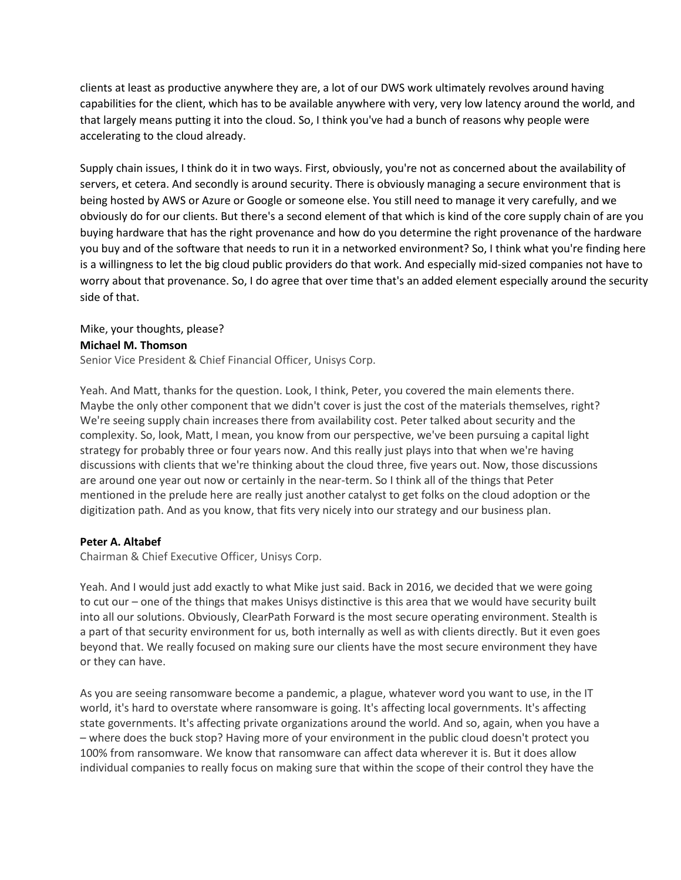clients at least as productive anywhere they are, a lot of our DWS work ultimately revolves around having capabilities for the client, which has to be available anywhere with very, very low latency around the world, and that largely means putting it into the cloud. So, I think you've had a bunch of reasons why people were accelerating to the cloud already.

Supply chain issues, I think do it in two ways. First, obviously, you're not as concerned about the availability of servers, et cetera. And secondly is around security. There is obviously managing a secure environment that is being hosted by AWS or Azure or Google or someone else. You still need to manage it very carefully, and we obviously do for our clients. But there's a second element of that which is kind of the core supply chain of are you buying hardware that has the right provenance and how do you determine the right provenance of the hardware you buy and of the software that needs to run it in a networked environment? So, I think what you're finding here is a willingness to let the big cloud public providers do that work. And especially mid-sized companies not have to worry about that provenance. So, I do agree that over time that's an added element especially around the security side of that.

Mike, your thoughts, please?

**Michael M. Thomson**
Senior Vice President & Chief Financial Officer, Unisys Corp.

Yeah. And Matt, thanks for the question. Look, I think, Peter, you covered the main elements there. Maybe the only other component that we didn't cover is just the cost of the materials themselves, right? We're seeing supply chain increases there from availability cost. Peter talked about security and the complexity. So, look, Matt, I mean, you know from our perspective, we've been pursuing a capital light strategy for probably three or four years now. And this really just plays into that when we're having discussions with clients that we're thinking about the cloud three, five years out. Now, those discussions are around one year out now or certainly in the near-term. So I think all of the things that Peter mentioned in the prelude here are really just another catalyst to get folks on the cloud adoption or the digitization path. And as you know, that fits very nicely into our strategy and our business plan.

**Peter A. Altabef**
Chairman & Chief Executive Officer, Unisys Corp.

Yeah. And I would just add exactly to what Mike just said. Back in 2016, we decided that we were going to cut our – one of the things that makes Unisys distinctive is this area that we would have security built into all our solutions. Obviously, ClearPath Forward is the most secure operating environment. Stealth is a part of that security environment for us, both internally as well as with clients directly. But it even goes beyond that. We really focused on making sure our clients have the most secure environment they have or they can have.

As you are seeing ransomware become a pandemic, a plague, whatever word you want to use, in the IT world, it's hard to overstate where ransomware is going. It's affecting local governments. It's affecting state governments. It's affecting private organizations around the world. And so, again, when you have a – where does the buck stop? Having more of your environment in the public cloud doesn't protect you 100% from ransomware. We know that ransomware can affect data wherever it is. But it does allow individual companies to really focus on making sure that within the scope of their control they have the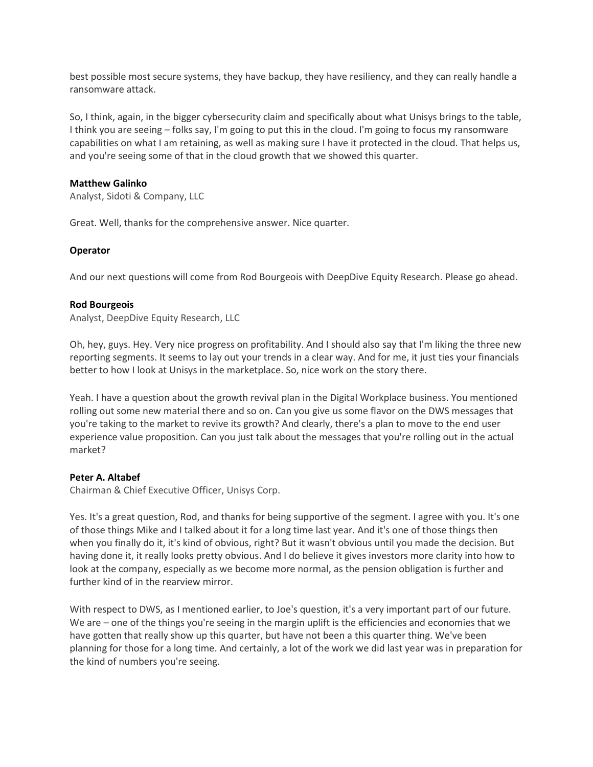best possible most secure systems, they have backup, they have resiliency, and they can really handle a ransomware attack.

So, I think, again, in the bigger cybersecurity claim and specifically about what Unisys brings to the table, I think you are seeing – folks say, I'm going to put this in the cloud. I'm going to focus my ransomware capabilities on what I am retaining, as well as making sure I have it protected in the cloud. That helps us, and you're seeing some of that in the cloud growth that we showed this quarter.

**Matthew Galinko**

Analyst, Sidoti & Company, LLC

Great. Well, thanks for the comprehensive answer. Nice quarter.

**Operator**

And our next questions will come from Rod Bourgeois with DeepDive Equity Research. Please go ahead.

**Rod Bourgeois**

Analyst, DeepDive Equity Research, LLC

Oh, hey, guys. Hey. Very nice progress on profitability. And I should also say that I'm liking the three new reporting segments. It seems to lay out your trends in a clear way. And for me, it just ties your financials better to how I look at Unisys in the marketplace. So, nice work on the story there.

Yeah. I have a question about the growth revival plan in the Digital Workplace business. You mentioned rolling out some new material there and so on. Can you give us some flavor on the DWS messages that you're taking to the market to revive its growth? And clearly, there's a plan to move to the end user experience value proposition. Can you just talk about the messages that you're rolling out in the actual market?

**Peter A. Altabef**

Chairman & Chief Executive Officer, Unisys Corp.

Yes. It's a great question, Rod, and thanks for being supportive of the segment. I agree with you. It's one of those things Mike and I talked about it for a long time last year. And it's one of those things then when you finally do it, it's kind of obvious, right? But it wasn't obvious until you made the decision. But having done it, it really looks pretty obvious. And I do believe it gives investors more clarity into how to look at the company, especially as we become more normal, as the pension obligation is further and further kind of in the rearview mirror.

With respect to DWS, as I mentioned earlier, to Joe's question, it's a very important part of our future. We are – one of the things you're seeing in the margin uplift is the efficiencies and economies that we have gotten that really show up this quarter, but have not been a this quarter thing. We've been planning for those for a long time. And certainly, a lot of the work we did last year was in preparation for the kind of numbers you're seeing.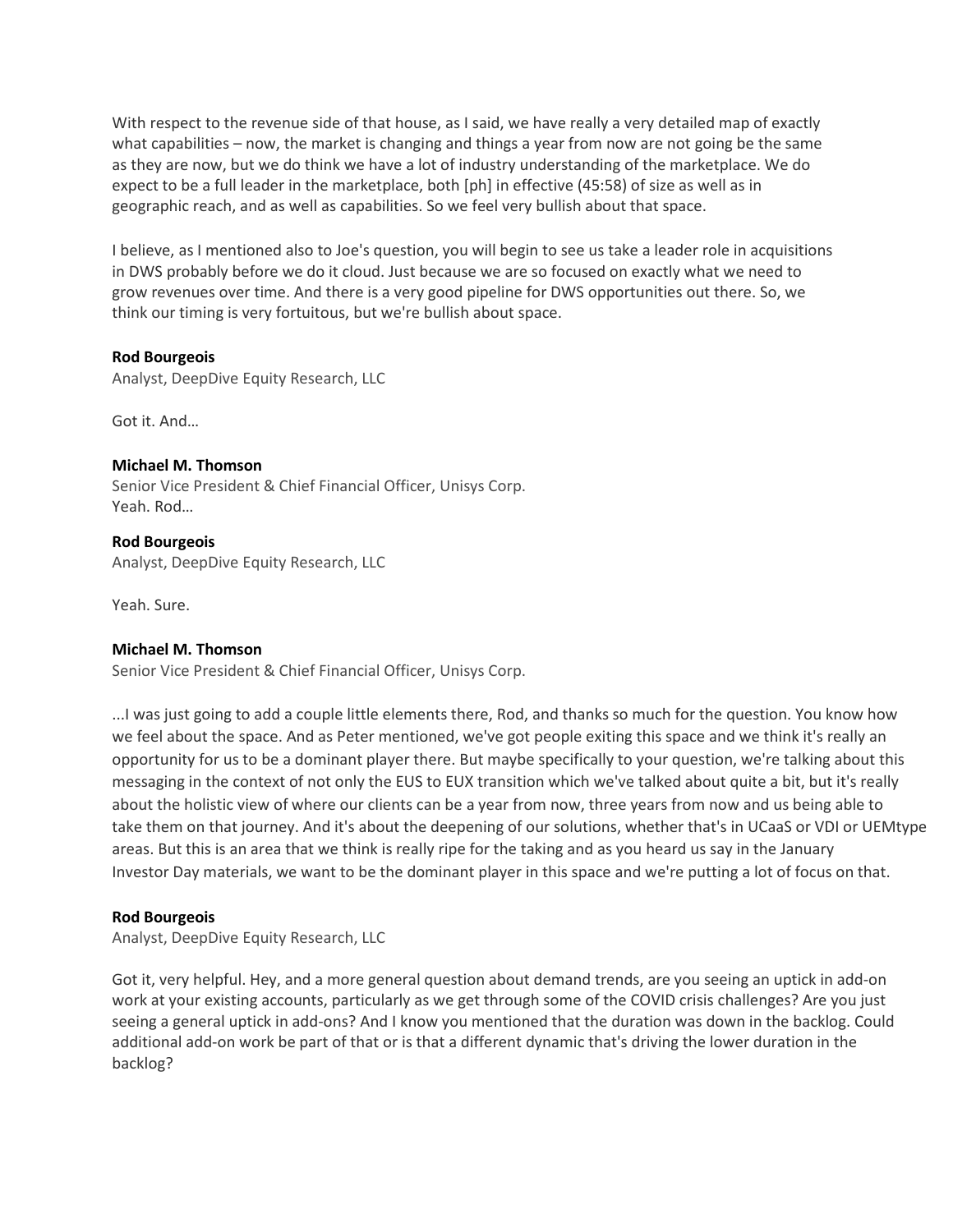With respect to the revenue side of that house, as I said, we have really a very detailed map of exactly what capabilities – now, the market is changing and things a year from now are not going be the same as they are now, but we do think we have a lot of industry understanding of the marketplace. We do expect to be a full leader in the marketplace, both [ph] in effective (45:58) of size as well as in geographic reach, and as well as capabilities. So we feel very bullish about that space.

I believe, as I mentioned also to Joe's question, you will begin to see us take a leader role in acquisitions in DWS probably before we do it cloud. Just because we are so focused on exactly what we need to grow revenues over time. And there is a very good pipeline for DWS opportunities out there. So, we think our timing is very fortuitous, but we're bullish about space.

**Rod Bourgeois**
Analyst, DeepDive Equity Research, LLC

Got it. And…

**Michael M. Thomson**
Senior Vice President & Chief Financial Officer, Unisys Corp.
Yeah. Rod…

**Rod Bourgeois**
Analyst, DeepDive Equity Research, LLC

Yeah. Sure.

**Michael M. Thomson**
Senior Vice President & Chief Financial Officer, Unisys Corp.

...I was just going to add a couple little elements there, Rod, and thanks so much for the question. You know how we feel about the space. And as Peter mentioned, we've got people exiting this space and we think it's really an opportunity for us to be a dominant player there. But maybe specifically to your question, we're talking about this messaging in the context of not only the EUS to EUX transition which we've talked about quite a bit, but it's really about the holistic view of where our clients can be a year from now, three years from now and us being able to take them on that journey. And it's about the deepening of our solutions, whether that's in UCaaS or VDI or UEMtype areas. But this is an area that we think is really ripe for the taking and as you heard us say in the January Investor Day materials, we want to be the dominant player in this space and we're putting a lot of focus on that.

**Rod Bourgeois**
Analyst, DeepDive Equity Research, LLC

Got it, very helpful. Hey, and a more general question about demand trends, are you seeing an uptick in add-on work at your existing accounts, particularly as we get through some of the COVID crisis challenges? Are you just seeing a general uptick in add-ons? And I know you mentioned that the duration was down in the backlog. Could additional add-on work be part of that or is that a different dynamic that's driving the lower duration in the backlog?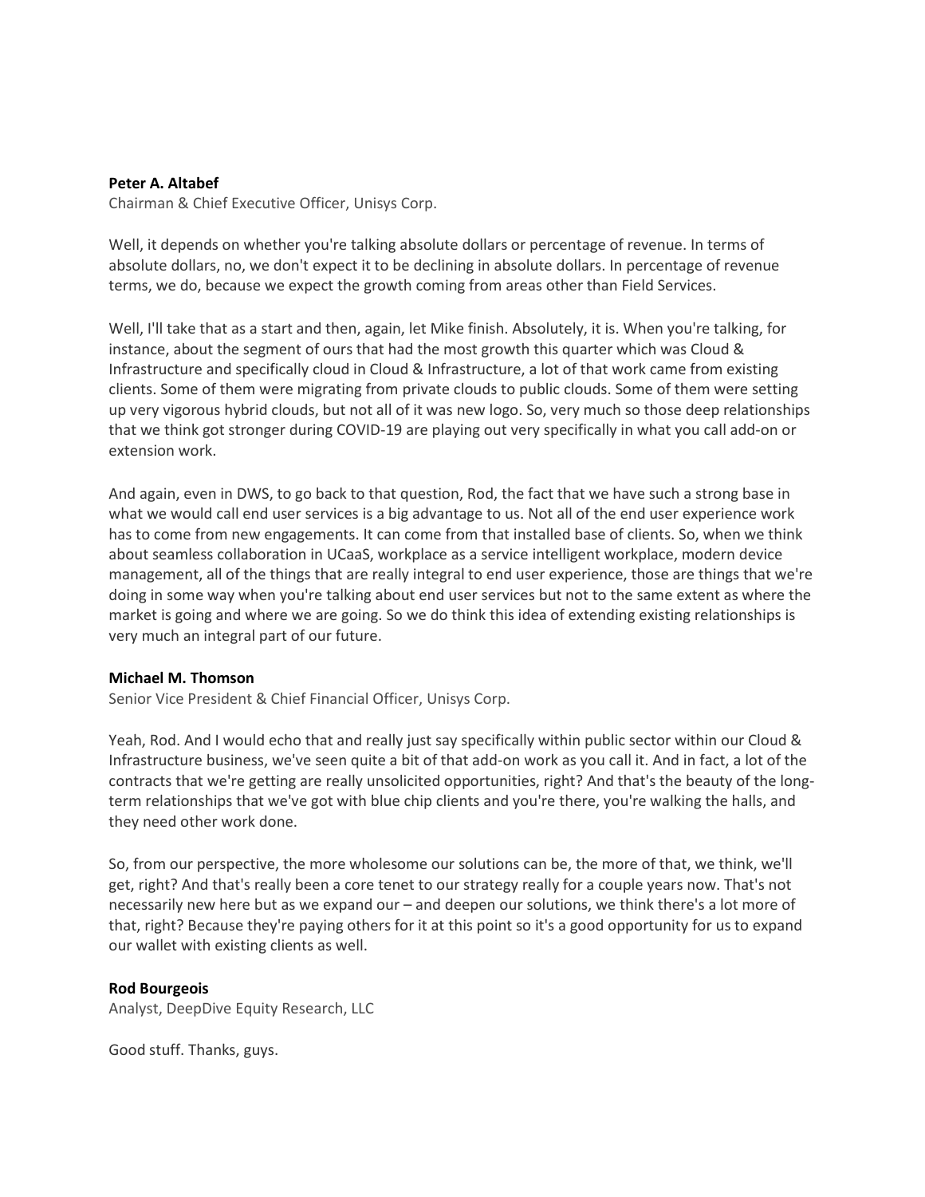**Peter A. Altabef**
Chairman & Chief Executive Officer, Unisys Corp.

Well, it depends on whether you're talking absolute dollars or percentage of revenue. In terms of absolute dollars, no, we don't expect it to be declining in absolute dollars. In percentage of revenue terms, we do, because we expect the growth coming from areas other than Field Services.

Well, I'll take that as a start and then, again, let Mike finish. Absolutely, it is. When you're talking, for instance, about the segment of ours that had the most growth this quarter which was Cloud & Infrastructure and specifically cloud in Cloud & Infrastructure, a lot of that work came from existing clients. Some of them were migrating from private clouds to public clouds. Some of them were setting up very vigorous hybrid clouds, but not all of it was new logo. So, very much so those deep relationships that we think got stronger during COVID-19 are playing out very specifically in what you call add-on or extension work.

And again, even in DWS, to go back to that question, Rod, the fact that we have such a strong base in what we would call end user services is a big advantage to us. Not all of the end user experience work has to come from new engagements. It can come from that installed base of clients. So, when we think about seamless collaboration in UCaaS, workplace as a service intelligent workplace, modern device management, all of the things that are really integral to end user experience, those are things that we're doing in some way when you're talking about end user services but not to the same extent as where the market is going and where we are going. So we do think this idea of extending existing relationships is very much an integral part of our future.

**Michael M. Thomson**
Senior Vice President & Chief Financial Officer, Unisys Corp.

Yeah, Rod. And I would echo that and really just say specifically within public sector within our Cloud & Infrastructure business, we've seen quite a bit of that add-on work as you call it. And in fact, a lot of the contracts that we're getting are really unsolicited opportunities, right? And that's the beauty of the long-term relationships that we've got with blue chip clients and you're there, you're walking the halls, and they need other work done.

So, from our perspective, the more wholesome our solutions can be, the more of that, we think, we'll get, right? And that's really been a core tenet to our strategy really for a couple years now. That's not necessarily new here but as we expand our – and deepen our solutions, we think there's a lot more of that, right? Because they're paying others for it at this point so it's a good opportunity for us to expand our wallet with existing clients as well.

**Rod Bourgeois**
Analyst, DeepDive Equity Research, LLC

Good stuff. Thanks, guys.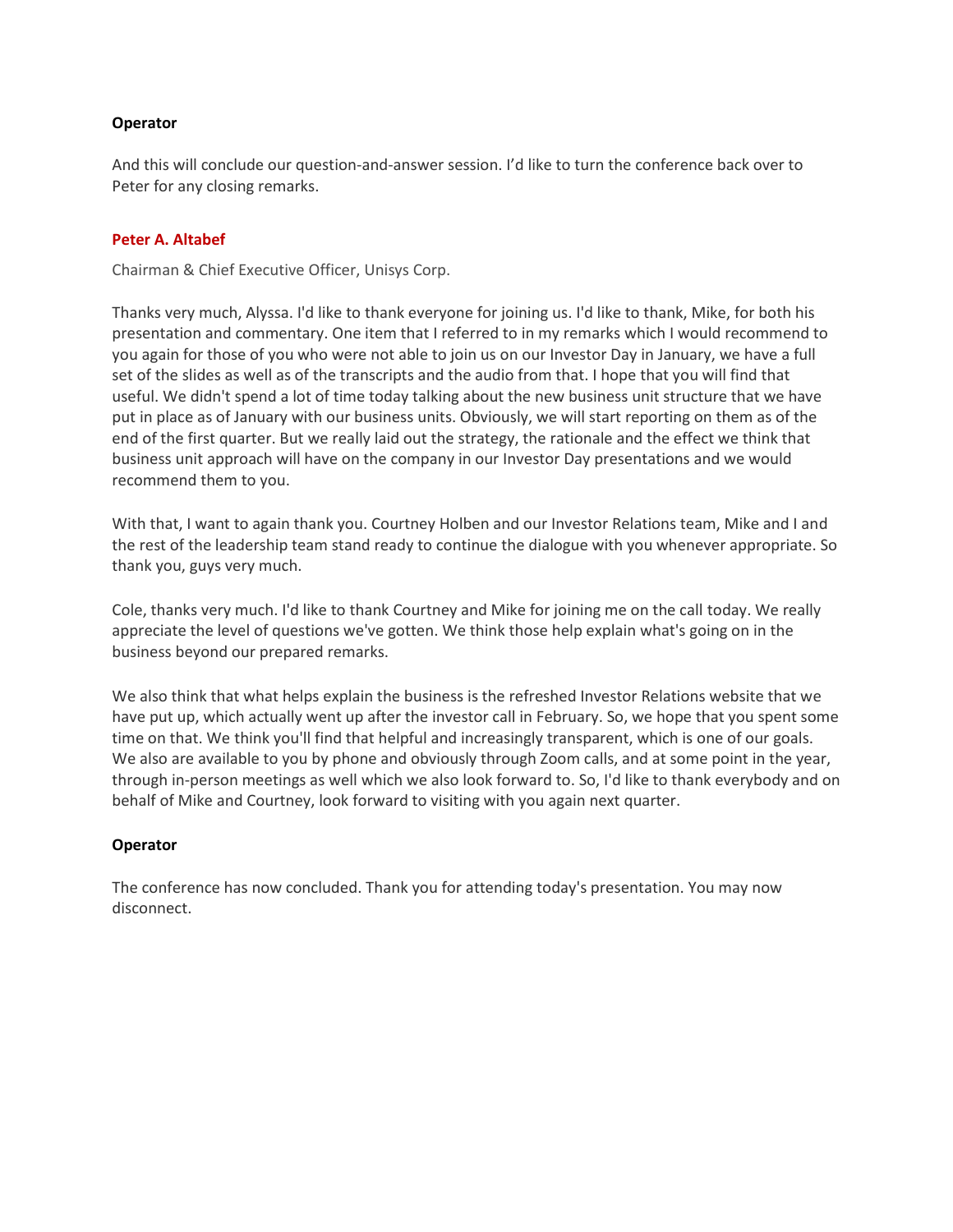**Operator**

And this will conclude our question-and-answer session. I'd like to turn the conference back over to Peter for any closing remarks.

**Peter A. Altabef**

Chairman & Chief Executive Officer, Unisys Corp.

Thanks very much, Alyssa. I'd like to thank everyone for joining us. I'd like to thank, Mike, for both his presentation and commentary. One item that I referred to in my remarks which I would recommend to you again for those of you who were not able to join us on our Investor Day in January, we have a full set of the slides as well as of the transcripts and the audio from that. I hope that you will find that useful. We didn't spend a lot of time today talking about the new business unit structure that we have put in place as of January with our business units. Obviously, we will start reporting on them as of the end of the first quarter. But we really laid out the strategy, the rationale and the effect we think that business unit approach will have on the company in our Investor Day presentations and we would recommend them to you.

With that, I want to again thank you. Courtney Holben and our Investor Relations team, Mike and I and the rest of the leadership team stand ready to continue the dialogue with you whenever appropriate. So thank you, guys very much.

Cole, thanks very much. I'd like to thank Courtney and Mike for joining me on the call today. We really appreciate the level of questions we've gotten. We think those help explain what's going on in the business beyond our prepared remarks.

We also think that what helps explain the business is the refreshed Investor Relations website that we have put up, which actually went up after the investor call in February. So, we hope that you spent some time on that. We think you'll find that helpful and increasingly transparent, which is one of our goals. We also are available to you by phone and obviously through Zoom calls, and at some point in the year, through in-person meetings as well which we also look forward to. So, I'd like to thank everybody and on behalf of Mike and Courtney, look forward to visiting with you again next quarter.

**Operator**

The conference has now concluded. Thank you for attending today's presentation. You may now disconnect.